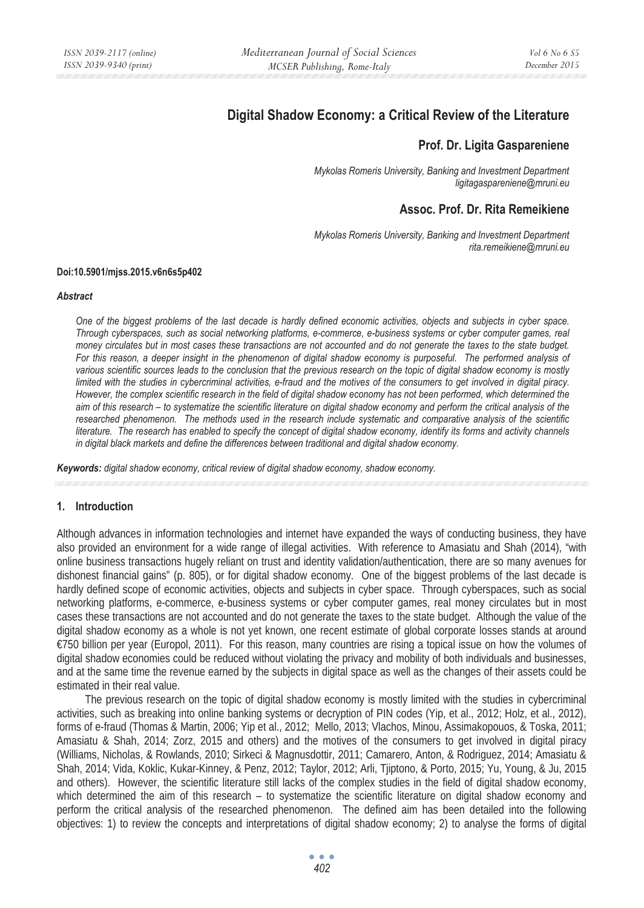# Digital Shadow Economy: a Critical Review of the Literature

## Prof. Dr. Ligita Gaspareniene

*Mykolas Romeris University, Banking and Investment Department*
*ligitagaspareniene@mruni.eu*

## Assoc. Prof. Dr. Rita Remeikiene

*Mykolas Romeris University, Banking and Investment Department*
*rita.remeikiene@mruni.eu*

**Doi:10.5901/mjss.2015.v6n6s5p402**

***Abstract***

*One of the biggest problems of the last decade is hardly defined economic activities, objects and subjects in cyber space. Through cyberspaces, such as social networking platforms, e-commerce, e-business systems or cyber computer games, real money circulates but in most cases these transactions are not accounted and do not generate the taxes to the state budget. For this reason, a deeper insight in the phenomenon of digital shadow economy is purposeful. The performed analysis of various scientific sources leads to the conclusion that the previous research on the topic of digital shadow economy is mostly limited with the studies in cybercriminal activities, e-fraud and the motives of the consumers to get involved in digital piracy. However, the complex scientific research in the field of digital shadow economy has not been performed, which determined the aim of this research – to systematize the scientific literature on digital shadow economy and perform the critical analysis of the researched phenomenon. The methods used in the research include systematic and comparative analysis of the scientific literature. The research has enabled to specify the concept of digital shadow economy, identify its forms and activity channels in digital black markets and define the differences between traditional and digital shadow economy.*

***Keywords:*** *digital shadow economy, critical review of digital shadow economy, shadow economy.*

## 1. Introduction

Although advances in information technologies and internet have expanded the ways of conducting business, they have also provided an environment for a wide range of illegal activities. With reference to Amasiatu and Shah (2014), "with online business transactions hugely reliant on trust and identity validation/authentication, there are so many avenues for dishonest financial gains" (p. 805), or for digital shadow economy. One of the biggest problems of the last decade is hardly defined scope of economic activities, objects and subjects in cyber space. Through cyberspaces, such as social networking platforms, e-commerce, e-business systems or cyber computer games, real money circulates but in most cases these transactions are not accounted and do not generate the taxes to the state budget. Although the value of the digital shadow economy as a whole is not yet known, one recent estimate of global corporate losses stands at around €750 billion per year (Europol, 2011). For this reason, many countries are rising a topical issue on how the volumes of digital shadow economies could be reduced without violating the privacy and mobility of both individuals and businesses, and at the same time the revenue earned by the subjects in digital space as well as the changes of their assets could be estimated in their real value.

The previous research on the topic of digital shadow economy is mostly limited with the studies in cybercriminal activities, such as breaking into online banking systems or decryption of PIN codes (Yip, et al., 2012; Holz, et al., 2012), forms of e-fraud (Thomas & Martin, 2006; Yip et al., 2012; Mello, 2013; Vlachos, Minou, Assimakopouos, & Toska, 2011; Amasiatu & Shah, 2014; Zorz, 2015 and others) and the motives of the consumers to get involved in digital piracy (Williams, Nicholas, & Rowlands, 2010; Sirkeci & Magnusdottir, 2011; Camarero, Anton, & Rodriguez, 2014; Amasiatu & Shah, 2014; Vida, Koklic, Kukar-Kinney, & Penz, 2012; Taylor, 2012; Arli, Tjiptono, & Porto, 2015; Yu, Young, & Ju, 2015 and others). However, the scientific literature still lacks of the complex studies in the field of digital shadow economy, which determined the aim of this research – to systematize the scientific literature on digital shadow economy and perform the critical analysis of the researched phenomenon. The defined aim has been detailed into the following objectives: 1) to review the concepts and interpretations of digital shadow economy; 2) to analyse the forms of digital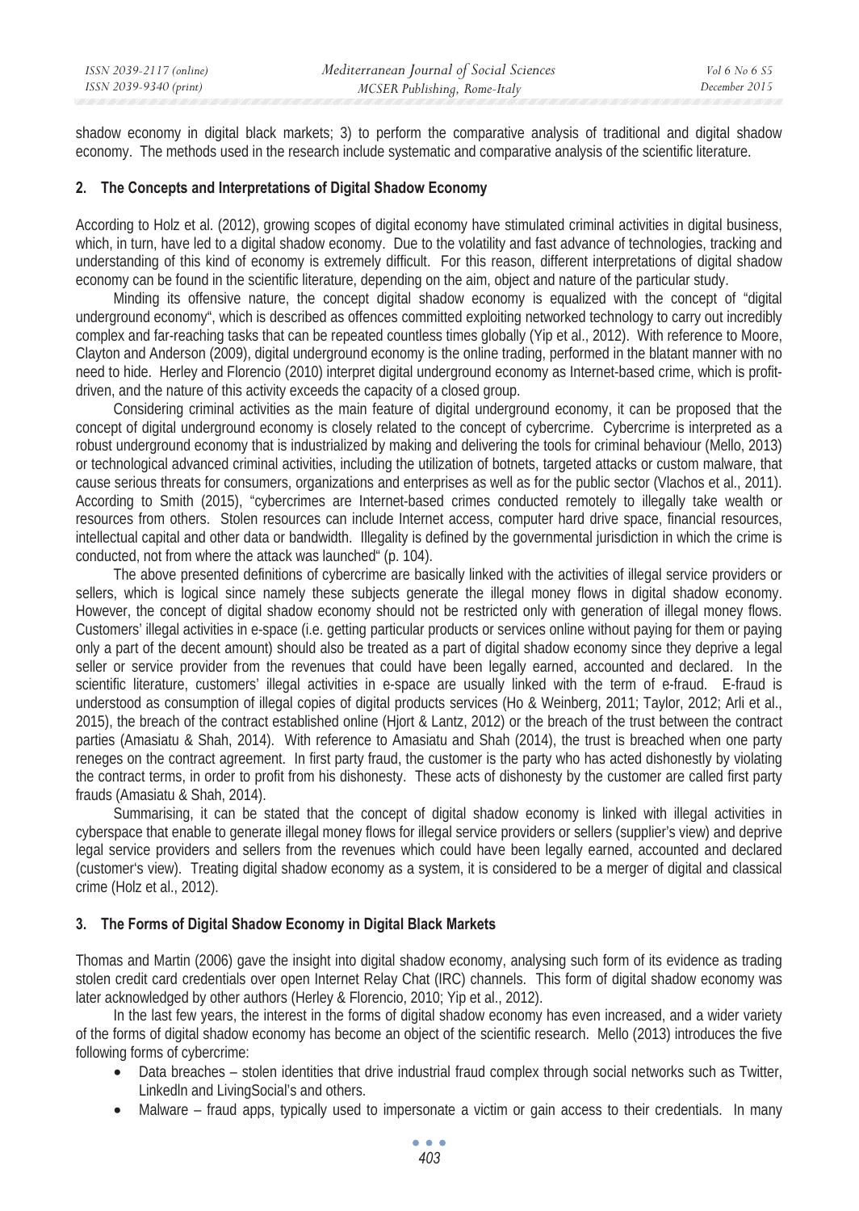shadow economy in digital black markets; 3) to perform the comparative analysis of traditional and digital shadow economy. The methods used in the research include systematic and comparative analysis of the scientific literature.

## 2. The Concepts and Interpretations of Digital Shadow Economy

According to Holz et al. (2012), growing scopes of digital economy have stimulated criminal activities in digital business, which, in turn, have led to a digital shadow economy. Due to the volatility and fast advance of technologies, tracking and understanding of this kind of economy is extremely difficult. For this reason, different interpretations of digital shadow economy can be found in the scientific literature, depending on the aim, object and nature of the particular study.

Minding its offensive nature, the concept digital shadow economy is equalized with the concept of "digital underground economy", which is described as offences committed exploiting networked technology to carry out incredibly complex and far-reaching tasks that can be repeated countless times globally (Yip et al., 2012). With reference to Moore, Clayton and Anderson (2009), digital underground economy is the online trading, performed in the blatant manner with no need to hide. Herley and Florencio (2010) interpret digital underground economy as Internet-based crime, which is profit-driven, and the nature of this activity exceeds the capacity of a closed group.

Considering criminal activities as the main feature of digital underground economy, it can be proposed that the concept of digital underground economy is closely related to the concept of cybercrime. Cybercrime is interpreted as a robust underground economy that is industrialized by making and delivering the tools for criminal behaviour (Mello, 2013) or technological advanced criminal activities, including the utilization of botnets, targeted attacks or custom malware, that cause serious threats for consumers, organizations and enterprises as well as for the public sector (Vlachos et al., 2011). According to Smith (2015), "cybercrimes are Internet-based crimes conducted remotely to illegally take wealth or resources from others. Stolen resources can include Internet access, computer hard drive space, financial resources, intellectual capital and other data or bandwidth. Illegality is defined by the governmental jurisdiction in which the crime is conducted, not from where the attack was launched" (p. 104).

The above presented definitions of cybercrime are basically linked with the activities of illegal service providers or sellers, which is logical since namely these subjects generate the illegal money flows in digital shadow economy. However, the concept of digital shadow economy should not be restricted only with generation of illegal money flows. Customers' illegal activities in e-space (i.e. getting particular products or services online without paying for them or paying only a part of the decent amount) should also be treated as a part of digital shadow economy since they deprive a legal seller or service provider from the revenues that could have been legally earned, accounted and declared. In the scientific literature, customers' illegal activities in e-space are usually linked with the term of e-fraud. E-fraud is understood as consumption of illegal copies of digital products services (Ho & Weinberg, 2011; Taylor, 2012; Arli et al., 2015), the breach of the contract established online (Hjort & Lantz, 2012) or the breach of the trust between the contract parties (Amasiatu & Shah, 2014). With reference to Amasiatu and Shah (2014), the trust is breached when one party reneges on the contract agreement. In first party fraud, the customer is the party who has acted dishonestly by violating the contract terms, in order to profit from his dishonesty. These acts of dishonesty by the customer are called first party frauds (Amasiatu & Shah, 2014).

Summarising, it can be stated that the concept of digital shadow economy is linked with illegal activities in cyberspace that enable to generate illegal money flows for illegal service providers or sellers (supplier's view) and deprive legal service providers and sellers from the revenues which could have been legally earned, accounted and declared (customer's view). Treating digital shadow economy as a system, it is considered to be a merger of digital and classical crime (Holz et al., 2012).

## 3. The Forms of Digital Shadow Economy in Digital Black Markets

Thomas and Martin (2006) gave the insight into digital shadow economy, analysing such form of its evidence as trading stolen credit card credentials over open Internet Relay Chat (IRC) channels. This form of digital shadow economy was later acknowledged by other authors (Herley & Florencio, 2010; Yip et al., 2012).

In the last few years, the interest in the forms of digital shadow economy has even increased, and a wider variety of the forms of digital shadow economy has become an object of the scientific research. Mello (2013) introduces the five following forms of cybercrime:

- Data breaches – stolen identities that drive industrial fraud complex through social networks such as Twitter, LinkedIn and LivingSocial's and others.
- Malware – fraud apps, typically used to impersonate a victim or gain access to their credentials. In many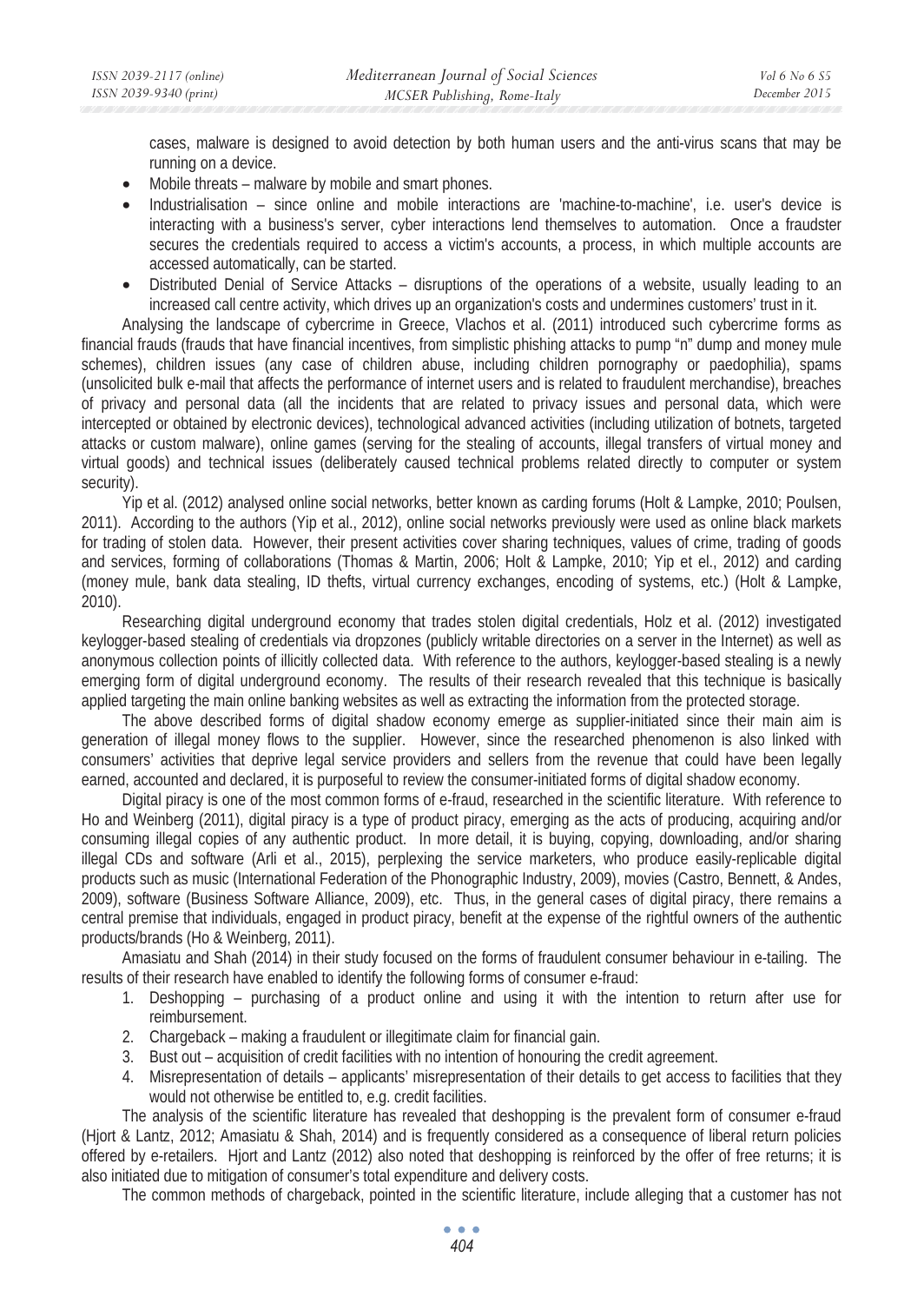cases, malware is designed to avoid detection by both human users and the anti-virus scans that may be running on a device.

- Mobile threats – malware by mobile and smart phones.
- Industrialisation – since online and mobile interactions are 'machine-to-machine', i.e. user's device is interacting with a business's server, cyber interactions lend themselves to automation. Once a fraudster secures the credentials required to access a victim's accounts, a process, in which multiple accounts are accessed automatically, can be started.
- Distributed Denial of Service Attacks – disruptions of the operations of a website, usually leading to an increased call centre activity, which drives up an organization's costs and undermines customers' trust in it.

Analysing the landscape of cybercrime in Greece, Vlachos et al. (2011) introduced such cybercrime forms as financial frauds (frauds that have financial incentives, from simplistic phishing attacks to pump "n" dump and money mule schemes), children issues (any case of children abuse, including children pornography or paedophilia), spams (unsolicited bulk e-mail that affects the performance of internet users and is related to fraudulent merchandise), breaches of privacy and personal data (all the incidents that are related to privacy issues and personal data, which were intercepted or obtained by electronic devices), technological advanced activities (including utilization of botnets, targeted attacks or custom malware), online games (serving for the stealing of accounts, illegal transfers of virtual money and virtual goods) and technical issues (deliberately caused technical problems related directly to computer or system security).

Yip et al. (2012) analysed online social networks, better known as carding forums (Holt & Lampke, 2010; Poulsen, 2011). According to the authors (Yip et al., 2012), online social networks previously were used as online black markets for trading of stolen data. However, their present activities cover sharing techniques, values of crime, trading of goods and services, forming of collaborations (Thomas & Martin, 2006; Holt & Lampke, 2010; Yip et el., 2012) and carding (money mule, bank data stealing, ID thefts, virtual currency exchanges, encoding of systems, etc.) (Holt & Lampke, 2010).

Researching digital underground economy that trades stolen digital credentials, Holz et al. (2012) investigated keylogger-based stealing of credentials via dropzones (publicly writable directories on a server in the Internet) as well as anonymous collection points of illicitly collected data. With reference to the authors, keylogger-based stealing is a newly emerging form of digital underground economy. The results of their research revealed that this technique is basically applied targeting the main online banking websites as well as extracting the information from the protected storage.

The above described forms of digital shadow economy emerge as supplier-initiated since their main aim is generation of illegal money flows to the supplier. However, since the researched phenomenon is also linked with consumers' activities that deprive legal service providers and sellers from the revenue that could have been legally earned, accounted and declared, it is purposeful to review the consumer-initiated forms of digital shadow economy.

Digital piracy is one of the most common forms of e-fraud, researched in the scientific literature. With reference to Ho and Weinberg (2011), digital piracy is a type of product piracy, emerging as the acts of producing, acquiring and/or consuming illegal copies of any authentic product. In more detail, it is buying, copying, downloading, and/or sharing illegal CDs and software (Arli et al., 2015), perplexing the service marketers, who produce easily-replicable digital products such as music (International Federation of the Phonographic Industry, 2009), movies (Castro, Bennett, & Andes, 2009), software (Business Software Alliance, 2009), etc. Thus, in the general cases of digital piracy, there remains a central premise that individuals, engaged in product piracy, benefit at the expense of the rightful owners of the authentic products/brands (Ho & Weinberg, 2011).

Amasiatu and Shah (2014) in their study focused on the forms of fraudulent consumer behaviour in e-tailing. The results of their research have enabled to identify the following forms of consumer e-fraud:

1. Deshopping – purchasing of a product online and using it with the intention to return after use for reimbursement.
2. Chargeback – making a fraudulent or illegitimate claim for financial gain.
3. Bust out – acquisition of credit facilities with no intention of honouring the credit agreement.
4. Misrepresentation of details – applicants' misrepresentation of their details to get access to facilities that they would not otherwise be entitled to, e.g. credit facilities.

The analysis of the scientific literature has revealed that deshopping is the prevalent form of consumer e-fraud (Hjort & Lantz, 2012; Amasiatu & Shah, 2014) and is frequently considered as a consequence of liberal return policies offered by e-retailers. Hjort and Lantz (2012) also noted that deshopping is reinforced by the offer of free returns; it is also initiated due to mitigation of consumer's total expenditure and delivery costs.

The common methods of chargeback, pointed in the scientific literature, include alleging that a customer has not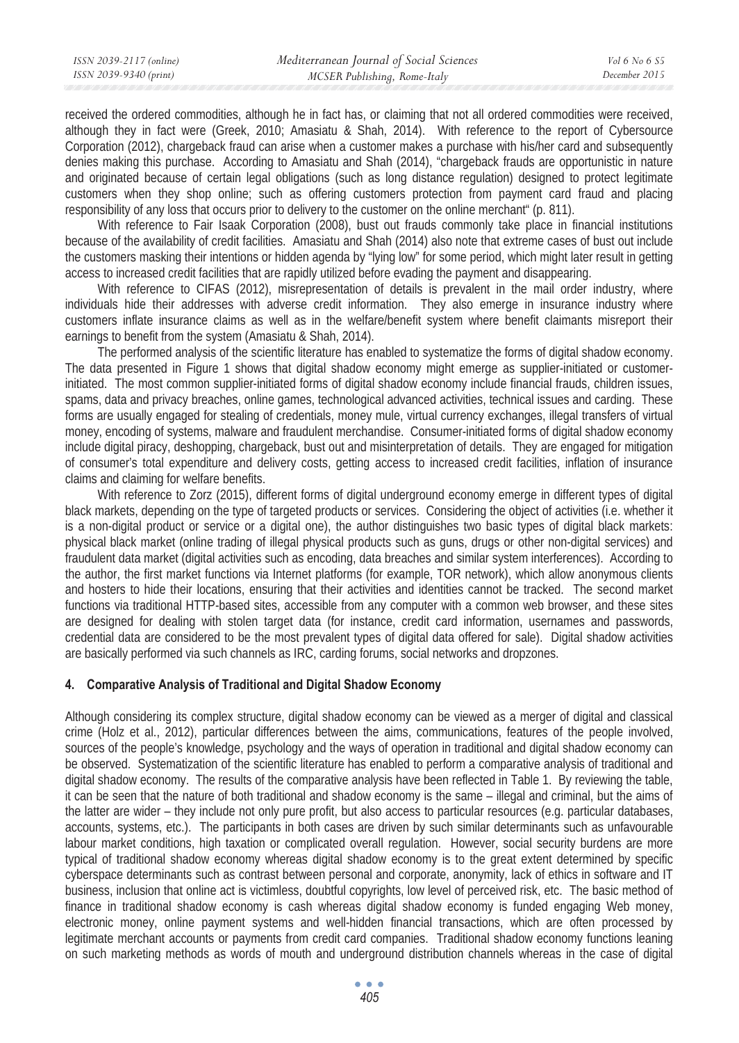received the ordered commodities, although he in fact has, or claiming that not all ordered commodities were received, although they in fact were (Greek, 2010; Amasiatu & Shah, 2014). With reference to the report of Cybersource Corporation (2012), chargeback fraud can arise when a customer makes a purchase with his/her card and subsequently denies making this purchase. According to Amasiatu and Shah (2014), "chargeback frauds are opportunistic in nature and originated because of certain legal obligations (such as long distance regulation) designed to protect legitimate customers when they shop online; such as offering customers protection from payment card fraud and placing responsibility of any loss that occurs prior to delivery to the customer on the online merchant" (p. 811).

With reference to Fair Isaak Corporation (2008), bust out frauds commonly take place in financial institutions because of the availability of credit facilities. Amasiatu and Shah (2014) also note that extreme cases of bust out include the customers masking their intentions or hidden agenda by "lying low" for some period, which might later result in getting access to increased credit facilities that are rapidly utilized before evading the payment and disappearing.

With reference to CIFAS (2012), misrepresentation of details is prevalent in the mail order industry, where individuals hide their addresses with adverse credit information. They also emerge in insurance industry where customers inflate insurance claims as well as in the welfare/benefit system where benefit claimants misreport their earnings to benefit from the system (Amasiatu & Shah, 2014).

The performed analysis of the scientific literature has enabled to systematize the forms of digital shadow economy. The data presented in Figure 1 shows that digital shadow economy might emerge as supplier-initiated or customer-initiated. The most common supplier-initiated forms of digital shadow economy include financial frauds, children issues, spams, data and privacy breaches, online games, technological advanced activities, technical issues and carding. These forms are usually engaged for stealing of credentials, money mule, virtual currency exchanges, illegal transfers of virtual money, encoding of systems, malware and fraudulent merchandise. Consumer-initiated forms of digital shadow economy include digital piracy, deshopping, chargeback, bust out and misinterpretation of details. They are engaged for mitigation of consumer's total expenditure and delivery costs, getting access to increased credit facilities, inflation of insurance claims and claiming for welfare benefits.

With reference to Zorz (2015), different forms of digital underground economy emerge in different types of digital black markets, depending on the type of targeted products or services. Considering the object of activities (i.e. whether it is a non-digital product or service or a digital one), the author distinguishes two basic types of digital black markets: physical black market (online trading of illegal physical products such as guns, drugs or other non-digital services) and fraudulent data market (digital activities such as encoding, data breaches and similar system interferences). According to the author, the first market functions via Internet platforms (for example, TOR network), which allow anonymous clients and hosters to hide their locations, ensuring that their activities and identities cannot be tracked. The second market functions via traditional HTTP-based sites, accessible from any computer with a common web browser, and these sites are designed for dealing with stolen target data (for instance, credit card information, usernames and passwords, credential data are considered to be the most prevalent types of digital data offered for sale). Digital shadow activities are basically performed via such channels as IRC, carding forums, social networks and dropzones.

## 4. Comparative Analysis of Traditional and Digital Shadow Economy

Although considering its complex structure, digital shadow economy can be viewed as a merger of digital and classical crime (Holz et al., 2012), particular differences between the aims, communications, features of the people involved, sources of the people's knowledge, psychology and the ways of operation in traditional and digital shadow economy can be observed. Systematization of the scientific literature has enabled to perform a comparative analysis of traditional and digital shadow economy. The results of the comparative analysis have been reflected in Table 1. By reviewing the table, it can be seen that the nature of both traditional and shadow economy is the same – illegal and criminal, but the aims of the latter are wider – they include not only pure profit, but also access to particular resources (e.g. particular databases, accounts, systems, etc.). The participants in both cases are driven by such similar determinants such as unfavourable labour market conditions, high taxation or complicated overall regulation. However, social security burdens are more typical of traditional shadow economy whereas digital shadow economy is to the great extent determined by specific cyberspace determinants such as contrast between personal and corporate, anonymity, lack of ethics in software and IT business, inclusion that online act is victimless, doubtful copyrights, low level of perceived risk, etc. The basic method of finance in traditional shadow economy is cash whereas digital shadow economy is funded engaging Web money, electronic money, online payment systems and well-hidden financial transactions, which are often processed by legitimate merchant accounts or payments from credit card companies. Traditional shadow economy functions leaning on such marketing methods as words of mouth and underground distribution channels whereas in the case of digital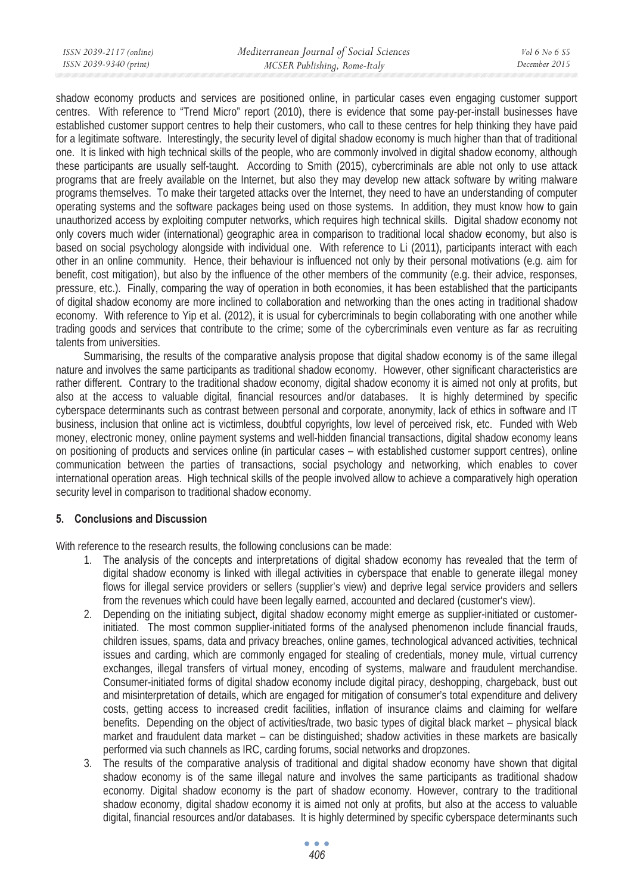shadow economy products and services are positioned online, in particular cases even engaging customer support centres. With reference to "Trend Micro" report (2010), there is evidence that some pay-per-install businesses have established customer support centres to help their customers, who call to these centres for help thinking they have paid for a legitimate software. Interestingly, the security level of digital shadow economy is much higher than that of traditional one. It is linked with high technical skills of the people, who are commonly involved in digital shadow economy, although these participants are usually self-taught. According to Smith (2015), cybercriminals are able not only to use attack programs that are freely available on the Internet, but also they may develop new attack software by writing malware programs themselves. To make their targeted attacks over the Internet, they need to have an understanding of computer operating systems and the software packages being used on those systems. In addition, they must know how to gain unauthorized access by exploiting computer networks, which requires high technical skills. Digital shadow economy not only covers much wider (international) geographic area in comparison to traditional local shadow economy, but also is based on social psychology alongside with individual one. With reference to Li (2011), participants interact with each other in an online community. Hence, their behaviour is influenced not only by their personal motivations (e.g. aim for benefit, cost mitigation), but also by the influence of the other members of the community (e.g. their advice, responses, pressure, etc.). Finally, comparing the way of operation in both economies, it has been established that the participants of digital shadow economy are more inclined to collaboration and networking than the ones acting in traditional shadow economy. With reference to Yip et al. (2012), it is usual for cybercriminals to begin collaborating with one another while trading goods and services that contribute to the crime; some of the cybercriminals even venture as far as recruiting talents from universities.

Summarising, the results of the comparative analysis propose that digital shadow economy is of the same illegal nature and involves the same participants as traditional shadow economy. However, other significant characteristics are rather different. Contrary to the traditional shadow economy, digital shadow economy it is aimed not only at profits, but also at the access to valuable digital, financial resources and/or databases. It is highly determined by specific cyberspace determinants such as contrast between personal and corporate, anonymity, lack of ethics in software and IT business, inclusion that online act is victimless, doubtful copyrights, low level of perceived risk, etc. Funded with Web money, electronic money, online payment systems and well-hidden financial transactions, digital shadow economy leans on positioning of products and services online (in particular cases – with established customer support centres), online communication between the parties of transactions, social psychology and networking, which enables to cover international operation areas. High technical skills of the people involved allow to achieve a comparatively high operation security level in comparison to traditional shadow economy.

## 5. Conclusions and Discussion

With reference to the research results, the following conclusions can be made:

1. The analysis of the concepts and interpretations of digital shadow economy has revealed that the term of digital shadow economy is linked with illegal activities in cyberspace that enable to generate illegal money flows for illegal service providers or sellers (supplier's view) and deprive legal service providers and sellers from the revenues which could have been legally earned, accounted and declared (customer's view).
2. Depending on the initiating subject, digital shadow economy might emerge as supplier-initiated or customer-initiated. The most common supplier-initiated forms of the analysed phenomenon include financial frauds, children issues, spams, data and privacy breaches, online games, technological advanced activities, technical issues and carding, which are commonly engaged for stealing of credentials, money mule, virtual currency exchanges, illegal transfers of virtual money, encoding of systems, malware and fraudulent merchandise. Consumer-initiated forms of digital shadow economy include digital piracy, deshopping, chargeback, bust out and misinterpretation of details, which are engaged for mitigation of consumer's total expenditure and delivery costs, getting access to increased credit facilities, inflation of insurance claims and claiming for welfare benefits. Depending on the object of activities/trade, two basic types of digital black market – physical black market and fraudulent data market – can be distinguished; shadow activities in these markets are basically performed via such channels as IRC, carding forums, social networks and dropzones.
3. The results of the comparative analysis of traditional and digital shadow economy have shown that digital shadow economy is of the same illegal nature and involves the same participants as traditional shadow economy. Digital shadow economy is the part of shadow economy. However, contrary to the traditional shadow economy, digital shadow economy it is aimed not only at profits, but also at the access to valuable digital, financial resources and/or databases. It is highly determined by specific cyberspace determinants such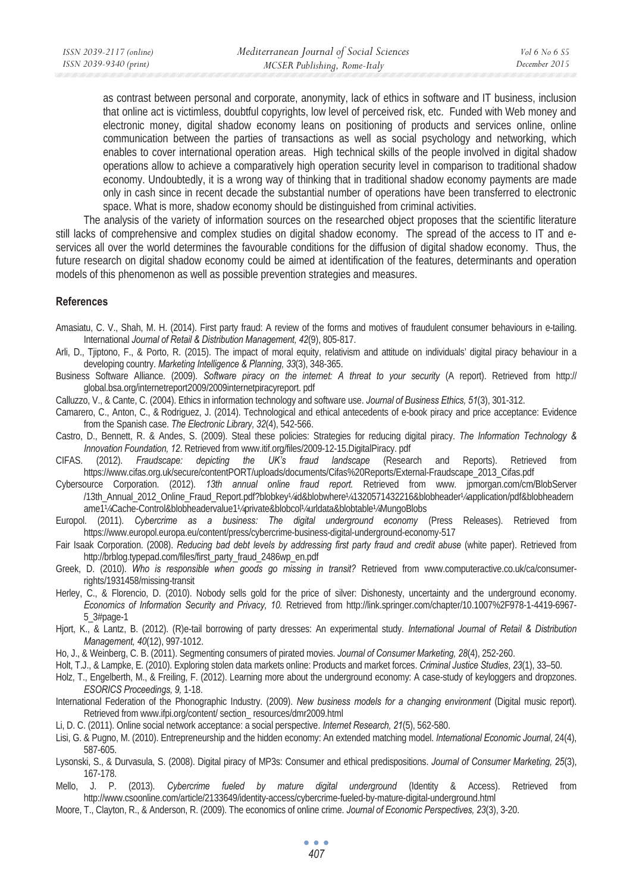as contrast between personal and corporate, anonymity, lack of ethics in software and IT business, inclusion that online act is victimless, doubtful copyrights, low level of perceived risk, etc. Funded with Web money and electronic money, digital shadow economy leans on positioning of products and services online, online communication between the parties of transactions as well as social psychology and networking, which enables to cover international operation areas. High technical skills of the people involved in digital shadow operations allow to achieve a comparatively high operation security level in comparison to traditional shadow economy. Undoubtedly, it is a wrong way of thinking that in traditional shadow economy payments are made only in cash since in recent decade the substantial number of operations have been transferred to electronic space. What is more, shadow economy should be distinguished from criminal activities.

The analysis of the variety of information sources on the researched object proposes that the scientific literature still lacks of comprehensive and complex studies on digital shadow economy. The spread of the access to IT and e-services all over the world determines the favourable conditions for the diffusion of digital shadow economy. Thus, the future research on digital shadow economy could be aimed at identification of the features, determinants and operation models of this phenomenon as well as possible prevention strategies and measures.

## References

Amasiatu, C. V., Shah, M. H. (2014). First party fraud: A review of the forms and motives of fraudulent consumer behaviours in e-tailing. International *Journal of Retail & Distribution Management, 42*(9), 805-817.

Arli, D., Tjiptono, F., & Porto, R. (2015). The impact of moral equity, relativism and attitude on individuals' digital piracy behaviour in a developing country. *Marketing Intelligence & Planning, 33*(3), 348-365.

Business Software Alliance. (2009). *Software piracy on the internet: A threat to your security* (A report). Retrieved from http:// global.bsa.org/internetreport2009/2009internetpiracyreport. pdf

Calluzzo, V., & Cante, C. (2004). Ethics in information technology and software use. *Journal of Business Ethics, 51*(3), 301-312.

Camarero, C., Anton, C., & Rodriguez, J. (2014). Technological and ethical antecedents of e-book piracy and price acceptance: Evidence from the Spanish case. *The Electronic Library, 32*(4), 542-566.

Castro, D., Bennett, R. & Andes, S. (2009). Steal these policies: Strategies for reducing digital piracy. *The Information Technology & Innovation Foundation, 12*. Retrieved from www.itif.org/files/2009-12-15.DigitalPiracy. pdf

CIFAS. (2012). *Fraudscape: depicting the UK's fraud landscape* (Research and Reports). Retrieved from https://www.cifas.org.uk/secure/contentPORT/uploads/documents/Cifas%20Reports/External-Fraudscape_2013_Cifas.pdf

Cybersource Corporation. (2012). *13th annual online fraud report.* Retrieved from www. jpmorgan.com/cm/BlobServer /13th_Annual_2012_Online_Fraud_Report.pdf?blobkey¼id&blobwhere¼1320571432216&blobheader¼application/pdf&blobheadername1¼Cache-Control&blobheadervalue1¼private&blobcol¼urldata&blobtable¼MungoBlobs

Europol. (2011). *Cybercrime as a business: The digital underground economy* (Press Releases). Retrieved from https://www.europol.europa.eu/content/press/cybercrime-business-digital-underground-economy-517

Fair Isaak Corporation. (2008). *Reducing bad debt levels by addressing first party fraud and credit abuse* (white paper). Retrieved from http://brblog.typepad.com/files/first_party_fraud_2486wp_en.pdf

Greek, D. (2010). *Who is responsible when goods go missing in transit?* Retrieved from www.computeractive.co.uk/ca/consumer-rights/1931458/missing-transit

Herley, C., & Florencio, D. (2010). Nobody sells gold for the price of silver: Dishonesty, uncertainty and the underground economy. *Economics of Information Security and Privacy, 10.* Retrieved from http://link.springer.com/chapter/10.1007%2F978-1-4419-6967-5_3#page-1

Hjort, K., & Lantz, B. (2012). (R)e-tail borrowing of party dresses: An experimental study. *International Journal of Retail & Distribution Management, 40*(12), 997-1012.

Ho, J., & Weinberg, C. B. (2011). Segmenting consumers of pirated movies. *Journal of Consumer Marketing, 28*(4), 252-260.

Holt, T.J., & Lampke, E. (2010). Exploring stolen data markets online: Products and market forces. *Criminal Justice Studies*, *23*(1), 33–50.

Holz, T., Engelberth, M., & Freiling, F. (2012). Learning more about the underground economy: A case-study of keyloggers and dropzones. *ESORICS Proceedings, 9,* 1-18.

International Federation of the Phonographic Industry. (2009). *New business models for a changing environment* (Digital music report). Retrieved from www.ifpi.org/content/ section_ resources/dmr2009.html

Li, D. C. (2011). Online social network acceptance: a social perspective. *Internet Research, 21*(5), 562-580.

Lisi, G. & Pugno, M. (2010). Entrepreneurship and the hidden economy: An extended matching model. *International Economic Journal*, 24(4), 587-605.

Lysonski, S., & Durvasula, S. (2008). Digital piracy of MP3s: Consumer and ethical predispositions. *Journal of Consumer Marketing, 25*(3), 167-178.

Mello, J. P. (2013). *Cybercrime fueled by mature digital underground* (Identity & Access). Retrieved from http://www.csoonline.com/article/2133649/identity-access/cybercrime-fueled-by-mature-digital-underground.html

Moore, T., Clayton, R., & Anderson, R. (2009). The economics of online crime. *Journal of Economic Perspectives, 23*(3), 3-20.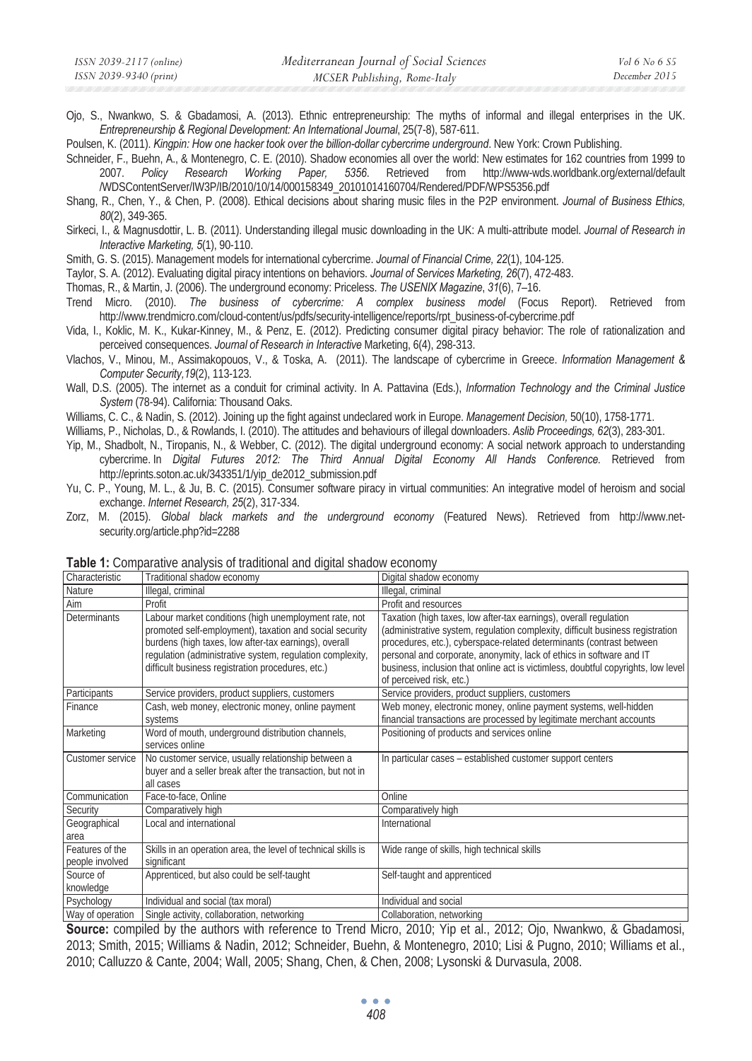Ojo, S., Nwankwo, S. & Gbadamosi, A. (2013). Ethnic entrepreneurship: The myths of informal and illegal enterprises in the UK. *Entrepreneurship & Regional Development: An International Journal*, 25(7-8), 587-611.

Poulsen, K. (2011). *Kingpin: How one hacker took over the billion-dollar cybercrime underground*. New York: Crown Publishing.

Schneider, F., Buehn, A., & Montenegro, C. E. (2010). Shadow economies all over the world: New estimates for 162 countries from 1999 to 2007. *Policy Research Working Paper, 5356*. Retrieved from http://www-wds.worldbank.org/external/default/WDSContentServer/IW3P/IB/2010/10/14/000158349_20101014160704/Rendered/PDF/WPS5356.pdf

Shang, R., Chen, Y., & Chen, P. (2008). Ethical decisions about sharing music files in the P2P environment. *Journal of Business Ethics, 80*(2), 349-365.

Sirkeci, I., & Magnusdottir, L. B. (2011). Understanding illegal music downloading in the UK: A multi-attribute model. *Journal of Research in Interactive Marketing, 5*(1), 90-110.

Smith, G. S. (2015). Management models for international cybercrime. *Journal of Financial Crime, 22*(1), 104-125.

Taylor, S. A. (2012). Evaluating digital piracy intentions on behaviors. *Journal of Services Marketing, 26*(7), 472-483.

Thomas, R., & Martin, J. (2006). The underground economy: Priceless. *The USENIX Magazine*, *31*(6), 7–16.

Trend Micro. (2010). *The business of cybercrime: A complex business model* (Focus Report). Retrieved from http://www.trendmicro.com/cloud-content/us/pdfs/security-intelligence/reports/rpt_business-of-cybercrime.pdf

Vida, I., Koklic, M. K., Kukar-Kinney, M., & Penz, E. (2012). Predicting consumer digital piracy behavior: The role of rationalization and perceived consequences. *Journal of Research in Interactive* Marketing, 6(4), 298-313.

Vlachos, V., Minou, M., Assimakopouos, V., & Toska, A. (2011). The landscape of cybercrime in Greece. *Information Management & Computer Security,19*(2), 113-123.

Wall, D.S. (2005). The internet as a conduit for criminal activity. In A. Pattavina (Eds.), *Information Technology and the Criminal Justice System* (78-94). California: Thousand Oaks.

Williams, C. C., & Nadin, S. (2012). Joining up the fight against undeclared work in Europe. *Management Decision,* 50(10), 1758-1771.

Williams, P., Nicholas, D., & Rowlands, I. (2010). The attitudes and behaviours of illegal downloaders. *Aslib Proceedings, 62*(3), 283-301.

Yip, M., Shadbolt, N., Tiropanis, N., & Webber, C. (2012). The digital underground economy: A social network approach to understanding cybercrime. In *Digital Futures 2012: The Third Annual Digital Economy All Hands Conference.* Retrieved from http://eprints.soton.ac.uk/343351/1/yip_de2012_submission.pdf

Yu, C. P., Young, M. L., & Ju, B. C. (2015). Consumer software piracy in virtual communities: An integrative model of heroism and social exchange. *Internet Research, 25*(2), 317-334.

Zorz, M. (2015). *Global black markets and the underground economy* (Featured News). Retrieved from http://www.net-security.org/article.php?id=2288

**Table 1:** Comparative analysis of traditional and digital shadow economy

| Characteristic | Traditional shadow economy | Digital shadow economy |
|---|---|---|
| Nature | Illegal, criminal | Illegal, criminal |
| Aim | Profit | Profit and resources |
| Determinants | Labour market conditions (high unemployment rate, not promoted self-employment), taxation and social security burdens (high taxes, low after-tax earnings), overall regulation (administrative system, regulation complexity, difficult business registration procedures, etc.) | Taxation (high taxes, low after-tax earnings), overall regulation (administrative system, regulation complexity, difficult business registration procedures, etc.), cyberspace-related determinants (contrast between personal and corporate, anonymity, lack of ethics in software and IT business, inclusion that online act is victimless, doubtful copyrights, low level of perceived risk, etc.) |
| Participants | Service providers, product suppliers, customers | Service providers, product suppliers, customers |
| Finance | Cash, web money, electronic money, online payment systems | Web money, electronic money, online payment systems, well-hidden financial transactions are processed by legitimate merchant accounts |
| Marketing | Word of mouth, underground distribution channels, services online | Positioning of products and services online |
| Customer service | No customer service, usually relationship between a buyer and a seller break after the transaction, but not in all cases | In particular cases – established customer support centers |
| Communication | Face-to-face, Online | Online |
| Security | Comparatively high | Comparatively high |
| Geographical area | Local and international | International |
| Features of the people involved | Skills in an operation area, the level of technical skills is significant | Wide range of skills, high technical skills |
| Source of knowledge | Apprenticed, but also could be self-taught | Self-taught and apprenticed |
| Psychology | Individual and social (tax moral) | Individual and social |
| Way of operation | Single activity, collaboration, networking | Collaboration, networking |

**Source:** compiled by the authors with reference to Trend Micro, 2010; Yip et al., 2012; Ojo, Nwankwo, & Gbadamosi, 2013; Smith, 2015; Williams & Nadin, 2012; Schneider, Buehn, & Montenegro, 2010; Lisi & Pugno, 2010; Williams et al., 2010; Calluzzo & Cante, 2004; Wall, 2005; Shang, Chen, & Chen, 2008; Lysonski & Durvasula, 2008.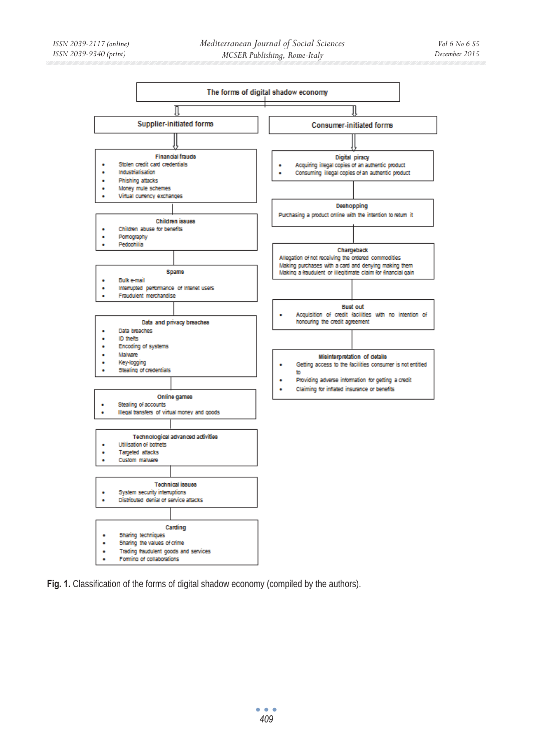The forms of digital shadow economy

Supplier-initiated forms

Consumer-initiated forms

Financial frauds
- Stolen credit card credentials
- Industrialisation
- Phishing attacks
- Money mule schemes
- Virtual currency exchanges

Children issues
- Children abuse for benefits
- Pornography
- Pedophilia

Spams
- Bulk e-mail
- Interrupted performance of Intenet users
- Fraudulent merchandise

Data and privacy breaches
- Data breaches
- ID thefts
- Encoding of systems
- Malware
- Key-logging
- Stealing of credentials

Online games
- Stealing of accounts
- Illegal transfers of virtual money and goods

Technological advanced activities
- Utilisation of botnets
- Targeted attacks
- Custom malware

Technical issues
- System security interruptions
- Distributed denial of service attacks

Carding
- Sharing techniques
- Sharing the values of crime
- Trading fraudulent goods and services
- Forming of collaborations

Digital piracy
- Acquiring illegal copies of an authentic product
- Consuming illegal copies of an authentic product

Deshopping
Purchasing a product online with the intention to return it

Chargeback
Allegation of not receiving the ordered commodities
Making purchases with a card and denying making them
Making a fraudulent or illegitimate claim for financial gain

Bust out
- Acquisition of credit facilities with no intention of honouring the credit agreement

Misinterpretation of details
- Getting access to the facilities consumer is not entitled to
- Providing adverse information for getting a credit
- Claiming for inflated insurance or benefits

**Fig. 1.** Classification of the forms of digital shadow economy (compiled by the authors).